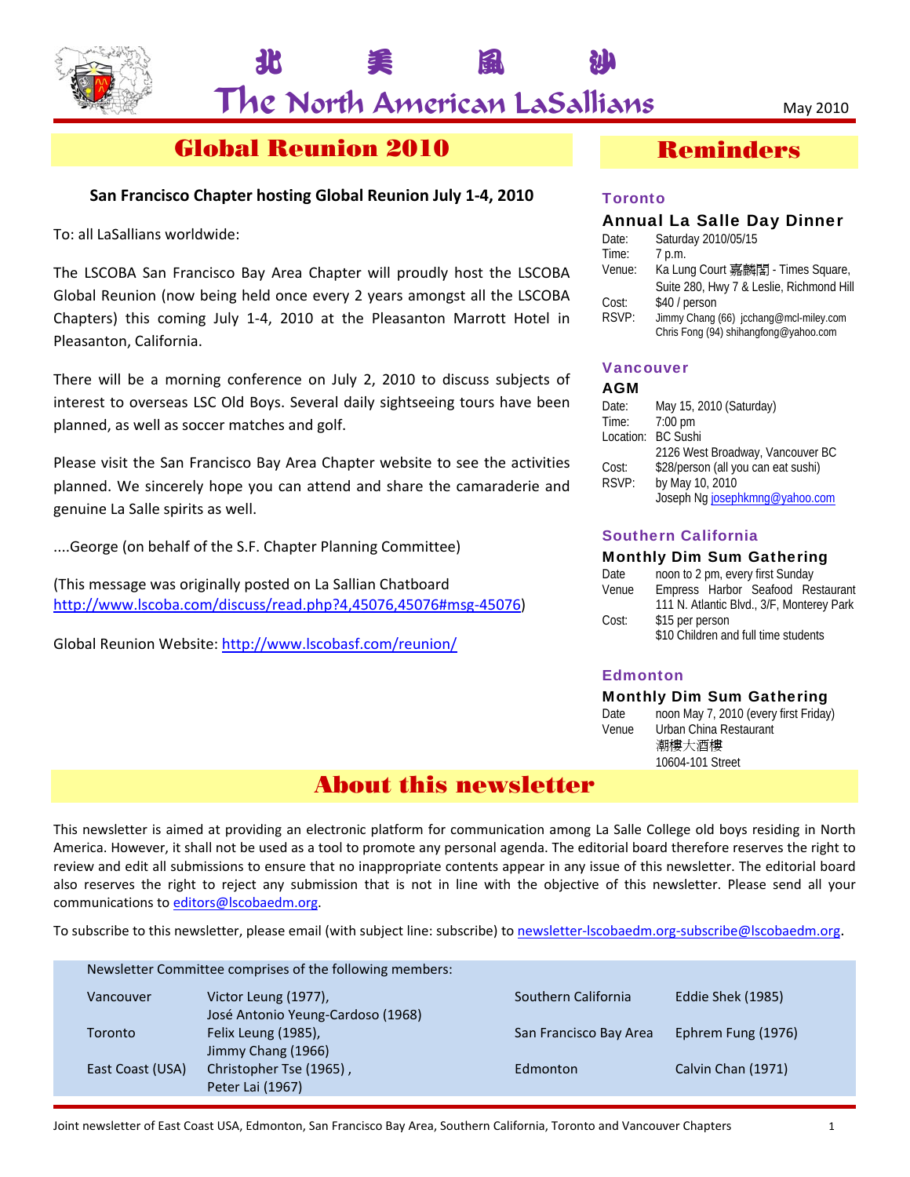# 北 美 風 沙

# The North American LaSallians

May 2010

## Global Reunion 2010

**San Francisco Chapter hosting Global Reunion July 1-4, 2010**

To: all LaSallians worldwide:

The LSCOBA San Francisco Bay Area Chapter will proudly host the LSCOBA Global Reunion (now being held once every 2 years amongst all the LSCOBA Chapters) this coming July 1-4, 2010 at the Pleasanton Marrott Hotel in Pleasanton, California.

There will be a morning conference on July 2, 2010 to discuss subjects of interest to overseas LSC Old Boys. Several daily sightseeing tours have been planned, as well as soccer matches and golf.

Please visit the San Francisco Bay Area Chapter website to see the activities planned. We sincerely hope you can attend and share the camaraderie and genuine La Salle spirits as well.

....George (on behalf of the S.F. Chapter Planning Committee)

(This message was originally posted on La Sallian Chatboard http://www.lscoba.com/discuss/read.php?4,45076,45076#msg-45076)

Global Reunion Website: http://www.lscobasf.com/reunion/

## Reminders

### Toronto

**Annual La Salle Day Dinner**

| | |
|---|---|
| Date: | Saturday 2010/05/15 |
| Time: | 7 p.m. |
| Venue: | Ka Lung Court 嘉麟閣 - Times Square, Suite 280, Hwy 7 & Leslie, Richmond Hill |
| Cost: | $40 / person |
| RSVP: | Jimmy Chang (66) jcchang@mcl-miley.com<br>Chris Fong (94) shihangfong@yahoo.com |

### Vancouver

**AGM**

| | |
|---|---|
| Date: | May 15, 2010 (Saturday) |
| Time: | 7:00 pm |
| Location: | BC Sushi<br>2126 West Broadway, Vancouver BC |
| Cost: | $28/person (all you can eat sushi) |
| RSVP: | by May 10, 2010<br>Joseph Ng josephkmng@yahoo.com |

### Southern California

**Monthly Dim Sum Gathering**

| | |
|---|---|
| Date | noon to 2 pm, every first Sunday |
| Venue | Empress Harbor Seafood Restaurant<br>111 N. Atlantic Blvd., 3/F, Monterey Park |
| Cost: | $15 per person<br>$10 Children and full time students |

### Edmonton

**Monthly Dim Sum Gathering**

| | |
|---|---|
| Date | noon May 7, 2010 (every first Friday) |
| Venue | Urban China Restaurant<br>潮樓大酒樓<br>10604-101 Street |

## About this newsletter

This newsletter is aimed at providing an electronic platform for communication among La Salle College old boys residing in North America. However, it shall not be used as a tool to promote any personal agenda. The editorial board therefore reserves the right to review and edit all submissions to ensure that no inappropriate contents appear in any issue of this newsletter. The editorial board also reserves the right to reject any submission that is not in line with the objective of this newsletter. Please send all your communications to editors@lscobaedm.org.

To subscribe to this newsletter, please email (with subject line: subscribe) to newsletter-lscobaedm.org-subscribe@lscobaedm.org.

Newsletter Committee comprises of the following members:

| | | | |
|---|---|---|---|
| Vancouver | Victor Leung (1977),<br>José Antonio Yeung-Cardoso (1968) | Southern California | Eddie Shek (1985) |
| Toronto | Felix Leung (1985),<br>Jimmy Chang (1966) | San Francisco Bay Area | Ephrem Fung (1976) |
| East Coast (USA) | Christopher Tse (1965) ,<br>Peter Lai (1967) | Edmonton | Calvin Chan (1971) |

Joint newsletter of East Coast USA, Edmonton, San Francisco Bay Area, Southern California, Toronto and Vancouver Chapters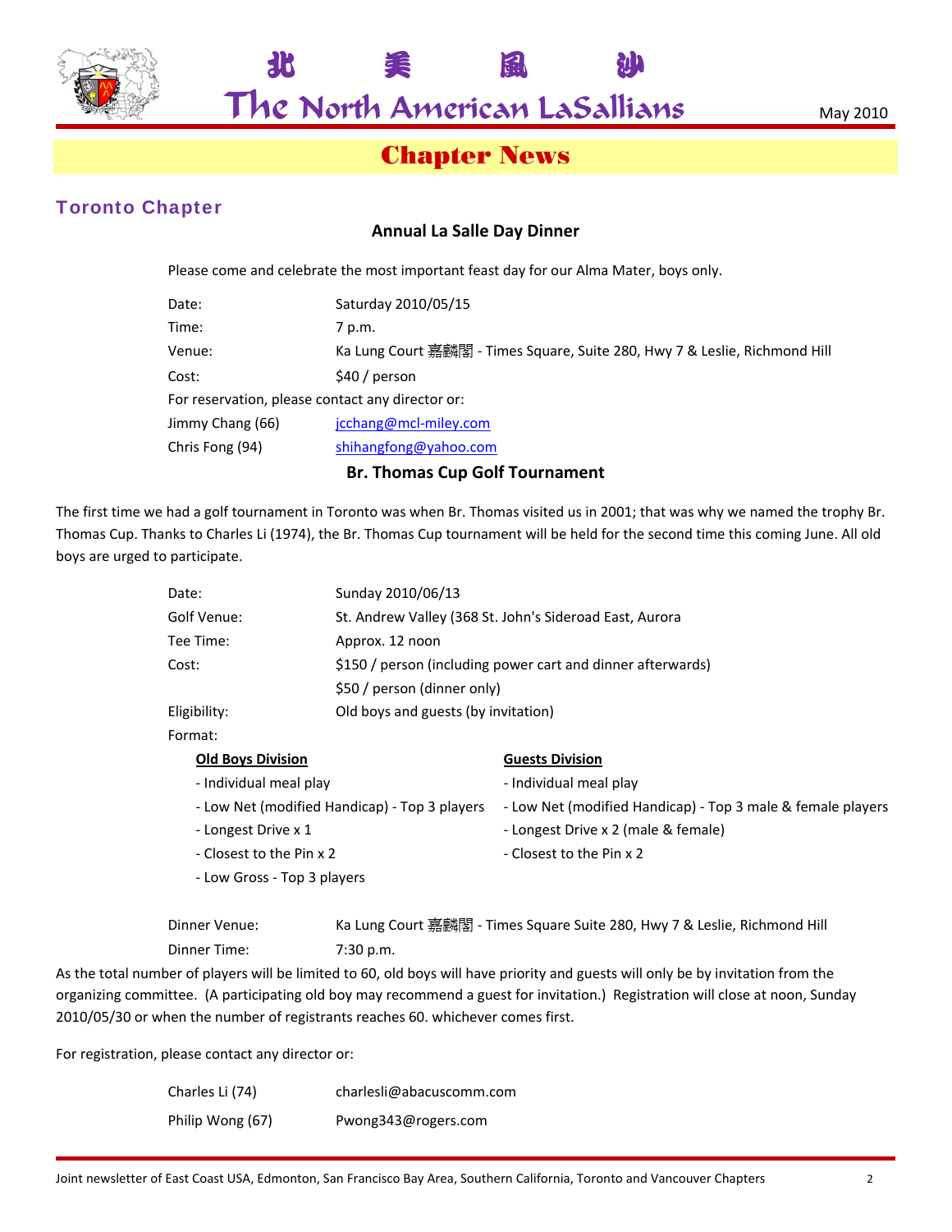# Chapter News

## Toronto Chapter

### Annual La Salle Day Dinner

Please come and celebrate the most important feast day for our Alma Mater, boys only.

| | |
|---|---|
| Date: | Saturday 2010/05/15 |
| Time: | 7 p.m. |
| Venue: | Ka Lung Court 嘉麟閣 - Times Square, Suite 280, Hwy 7 & Leslie, Richmond Hill |
| Cost: | $40 / person |

For reservation, please contact any director or:

| | |
|---|---|
| Jimmy Chang (66) | jcchang@mcl-miley.com |
| Chris Fong (94) | shihangfong@yahoo.com |

### Br. Thomas Cup Golf Tournament

The first time we had a golf tournament in Toronto was when Br. Thomas visited us in 2001; that was why we named the trophy Br. Thomas Cup. Thanks to Charles Li (1974), the Br. Thomas Cup tournament will be held for the second time this coming June. All old boys are urged to participate.

| | |
|---|---|
| Date: | Sunday 2010/06/13 |
| Golf Venue: | St. Andrew Valley (368 St. John's Sideroad East, Aurora |
| Tee Time: | Approx. 12 noon |
| Cost: | $150 / person (including power cart and dinner afterwards) |
| | $50 / person (dinner only) |
| Eligibility: | Old boys and guests (by invitation) |

Format:

| Old Boys Division | Guests Division |
|---|---|
| - Individual meal play | - Individual meal play |
| - Low Net (modified Handicap) - Top 3 players | - Low Net (modified Handicap) - Top 3 male & female players |
| - Longest Drive x 1 | - Longest Drive x 2 (male & female) |
| - Closest to the Pin x 2 | - Closest to the Pin x 2 |
| - Low Gross - Top 3 players | |

| | |
|---|---|
| Dinner Venue: | Ka Lung Court 嘉麟閣 - Times Square Suite 280, Hwy 7 & Leslie, Richmond Hill |
| Dinner Time: | 7:30 p.m. |

As the total number of players will be limited to 60, old boys will have priority and guests will only be by invitation from the organizing committee. (A participating old boy may recommend a guest for invitation.) Registration will close at noon, Sunday 2010/05/30 or when the number of registrants reaches 60. whichever comes first.

For registration, please contact any director or:

| | |
|---|---|
| Charles Li (74) | charlesli@abacuscomm.com |
| Philip Wong (67) | Pwong343@rogers.com |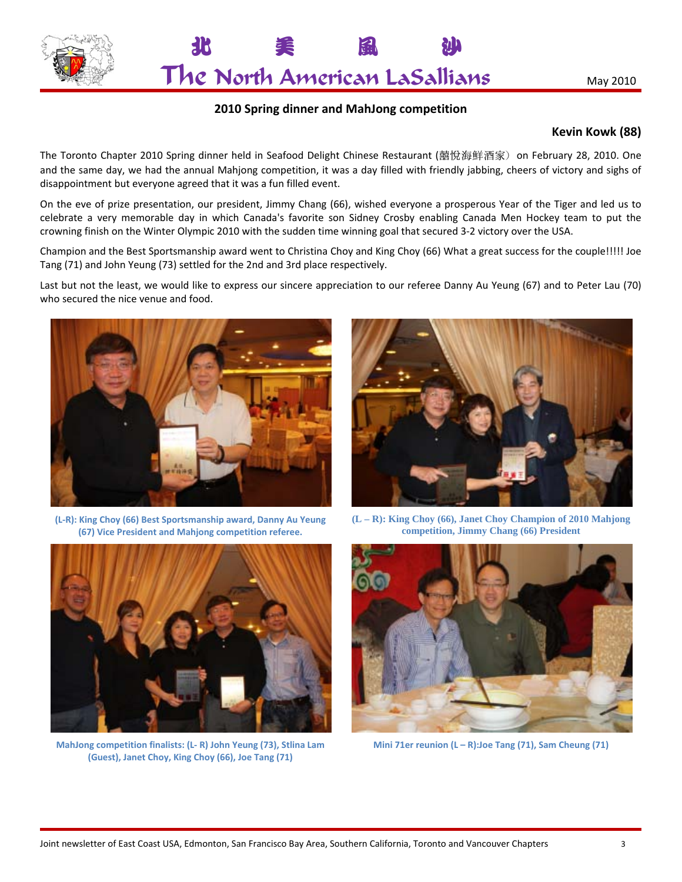## 2010 Spring dinner and MahJong competition

**Kevin Kowk (88)**

The Toronto Chapter 2010 Spring dinner held in Seafood Delight Chinese Restaurant (囍悅海鮮酒家) on February 28, 2010. One and the same day, we had the annual Mahjong competition, it was a day filled with friendly jabbing, cheers of victory and sighs of disappointment but everyone agreed that it was a fun filled event.

On the eve of prize presentation, our president, Jimmy Chang (66), wished everyone a prosperous Year of the Tiger and led us to celebrate a very memorable day in which Canada's favorite son Sidney Crosby enabling Canada Men Hockey team to put the crowning finish on the Winter Olympic 2010 with the sudden time winning goal that secured 3-2 victory over the USA.

Champion and the Best Sportsmanship award went to Christina Choy and King Choy (66) What a great success for the couple!!!!! Joe Tang (71) and John Yeung (73) settled for the 2nd and 3rd place respectively.

Last but not the least, we would like to express our sincere appreciation to our referee Danny Au Yeung (67) and to Peter Lau (70) who secured the nice venue and food.

(L-R): King Choy (66) Best Sportsmanship award, Danny Au Yeung (67) Vice President and Mahjong competition referee.

(L – R): King Choy (66), Janet Choy Champion of 2010 Mahjong competition, Jimmy Chang (66) President

MahJong competition finalists: (L- R) John Yeung (73), Stlina Lam (Guest), Janet Choy, King Choy (66), Joe Tang (71)

Mini 71er reunion (L – R):Joe Tang (71), Sam Cheung (71)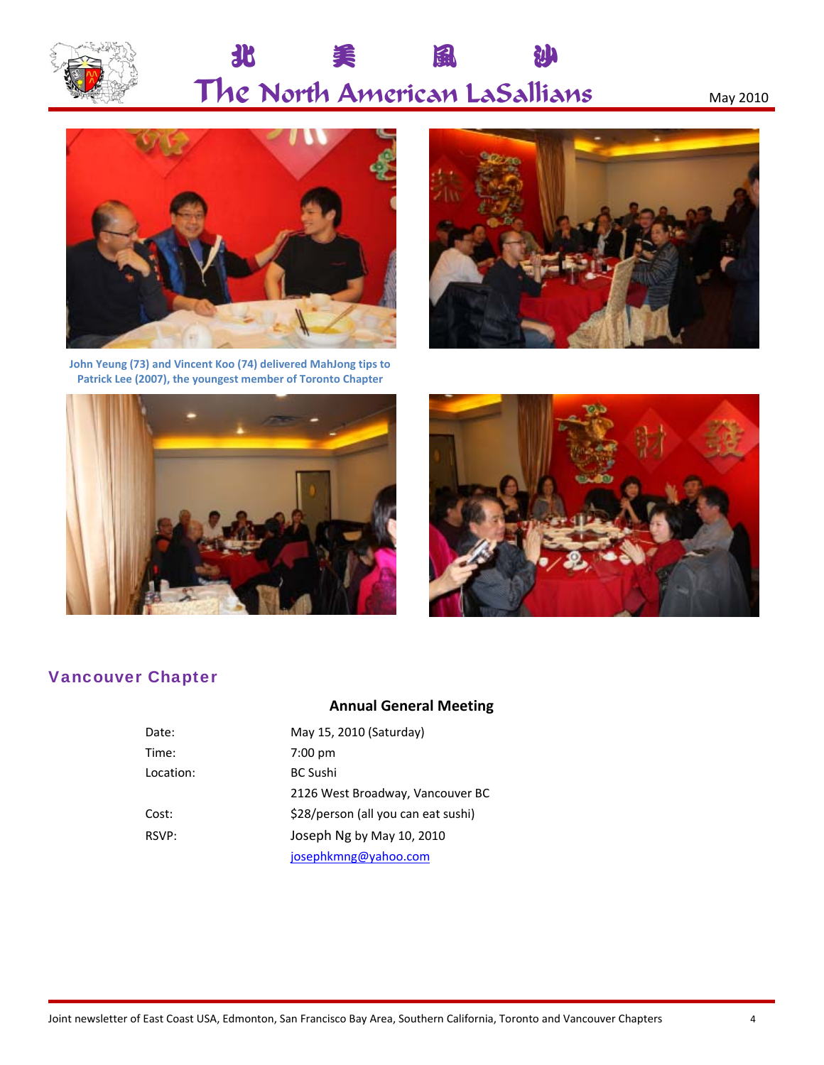John Yeung (73) and Vincent Koo (74) delivered MahJong tips to Patrick Lee (2007), the youngest member of Toronto Chapter

## Vancouver Chapter

### Annual General Meeting

| | |
|---|---|
| Date: | May 15, 2010 (Saturday) |
| Time: | 7:00 pm |
| Location: | BC Sushi<br>2126 West Broadway, Vancouver BC |
| Cost: | $28/person (all you can eat sushi) |
| RSVP: | Joseph Ng by May 10, 2010<br>josephkmng@yahoo.com |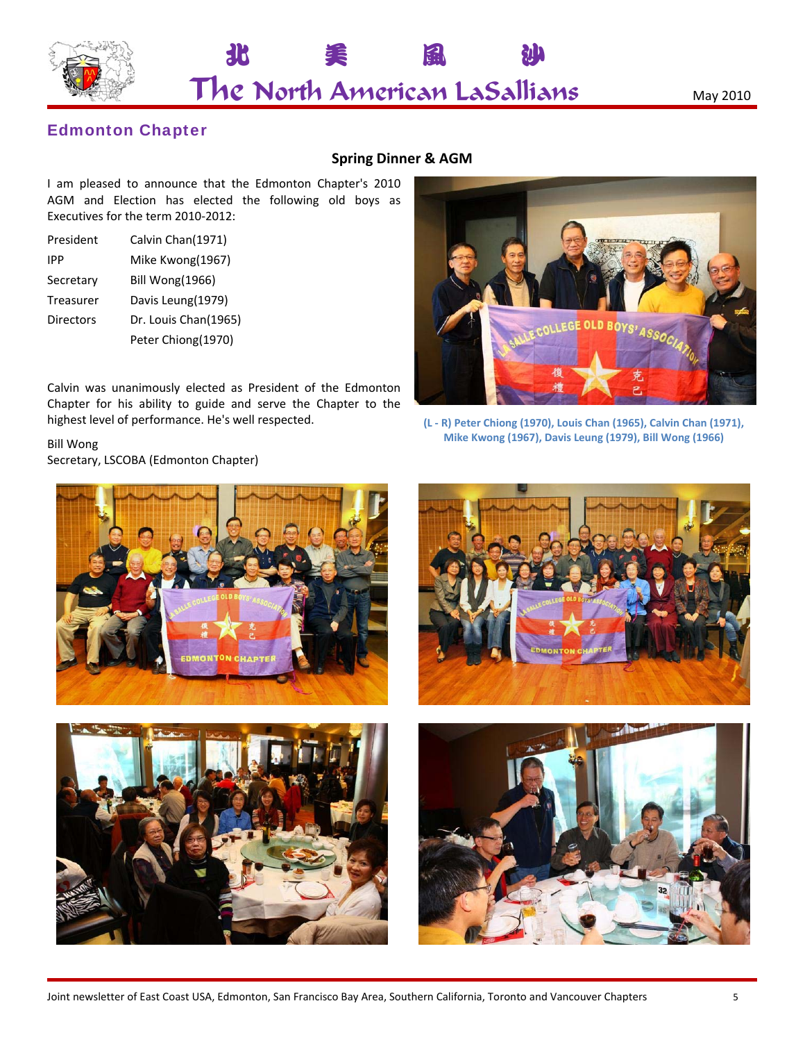## Edmonton Chapter

### Spring Dinner & AGM

I am pleased to announce that the Edmonton Chapter's 2010 AGM and Election has elected the following old boys as Executives for the term 2010-2012:

| | |
|---|---|
| President | Calvin Chan(1971) |
| IPP | Mike Kwong(1967) |
| Secretary | Bill Wong(1966) |
| Treasurer | Davis Leung(1979) |
| Directors | Dr. Louis Chan(1965) |
| | Peter Chiong(1970) |

Calvin was unanimously elected as President of the Edmonton Chapter for his ability to guide and serve the Chapter to the highest level of performance. He's well respected.

Bill Wong
Secretary, LSCOBA (Edmonton Chapter)

**(L - R) Peter Chiong (1970), Louis Chan (1965), Calvin Chan (1971), Mike Kwong (1967), Davis Leung (1979), Bill Wong (1966)**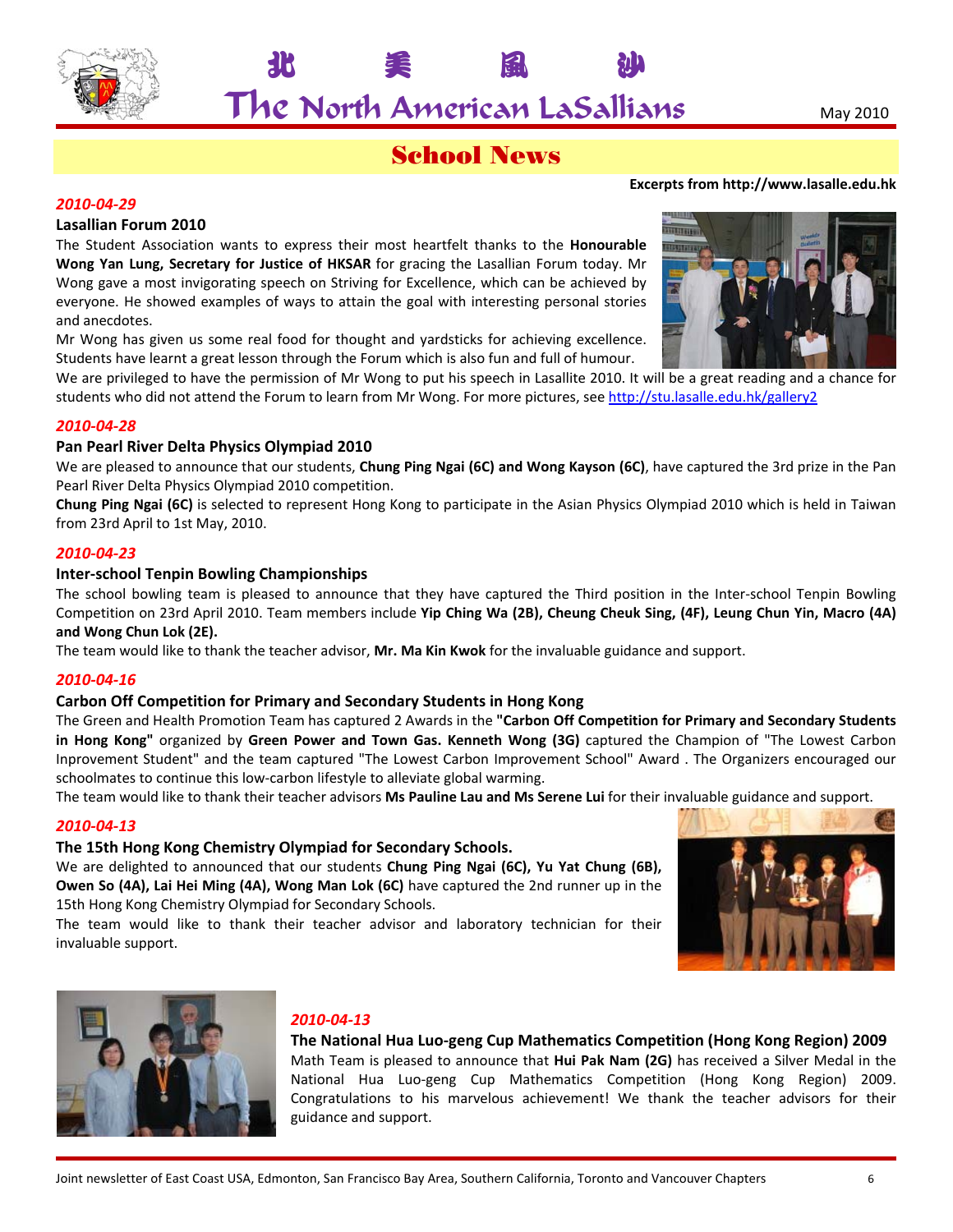# School News

**Excerpts from http://www.lasalle.edu.hk**

*2010-04-29*

### Lasallian Forum 2010

The Student Association wants to express their most heartfelt thanks to the **Honourable Wong Yan Lung, Secretary for Justice of HKSAR** for gracing the Lasallian Forum today. Mr Wong gave a most invigorating speech on Striving for Excellence, which can be achieved by everyone. He showed examples of ways to attain the goal with interesting personal stories and anecdotes.

Mr Wong has given us some real food for thought and yardsticks for achieving excellence. Students have learnt a great lesson through the Forum which is also fun and full of humour.

We are privileged to have the permission of Mr Wong to put his speech in Lasallite 2010. It will be a great reading and a chance for students who did not attend the Forum to learn from Mr Wong. For more pictures, see http://stu.lasalle.edu.hk/gallery2

*2010-04-28*

### Pan Pearl River Delta Physics Olympiad 2010

We are pleased to announce that our students, **Chung Ping Ngai (6C) and Wong Kayson (6C)**, have captured the 3rd prize in the Pan Pearl River Delta Physics Olympiad 2010 competition.

**Chung Ping Ngai (6C)** is selected to represent Hong Kong to participate in the Asian Physics Olympiad 2010 which is held in Taiwan from 23rd April to 1st May, 2010.

*2010-04-23*

### Inter-school Tenpin Bowling Championships

The school bowling team is pleased to announce that they have captured the Third position in the Inter-school Tenpin Bowling Competition on 23rd April 2010. Team members include **Yip Ching Wa (2B), Cheung Cheuk Sing, (4F), Leung Chun Yin, Macro (4A) and Wong Chun Lok (2E).**

The team would like to thank the teacher advisor, **Mr. Ma Kin Kwok** for the invaluable guidance and support.

*2010-04-16*

### Carbon Off Competition for Primary and Secondary Students in Hong Kong

The Green and Health Promotion Team has captured 2 Awards in the **"Carbon Off Competition for Primary and Secondary Students in Hong Kong"** organized by **Green Power and Town Gas. Kenneth Wong (3G)** captured the Champion of "The Lowest Carbon Inprovement Student" and the team captured "The Lowest Carbon Improvement School" Award . The Organizers encouraged our schoolmates to continue this low-carbon lifestyle to alleviate global warming.

The team would like to thank their teacher advisors **Ms Pauline Lau and Ms Serene Lui** for their invaluable guidance and support.

*2010-04-13*

### The 15th Hong Kong Chemistry Olympiad for Secondary Schools.

We are delighted to announced that our students **Chung Ping Ngai (6C), Yu Yat Chung (6B), Owen So (4A), Lai Hei Ming (4A), Wong Man Lok (6C)** have captured the 2nd runner up in the 15th Hong Kong Chemistry Olympiad for Secondary Schools.

The team would like to thank their teacher advisor and laboratory technician for their invaluable support.

*2010-04-13*

### The National Hua Luo-geng Cup Mathematics Competition (Hong Kong Region) 2009

Math Team is pleased to announce that **Hui Pak Nam (2G)** has received a Silver Medal in the National Hua Luo-geng Cup Mathematics Competition (Hong Kong Region) 2009. Congratulations to his marvelous achievement! We thank the teacher advisors for their guidance and support.